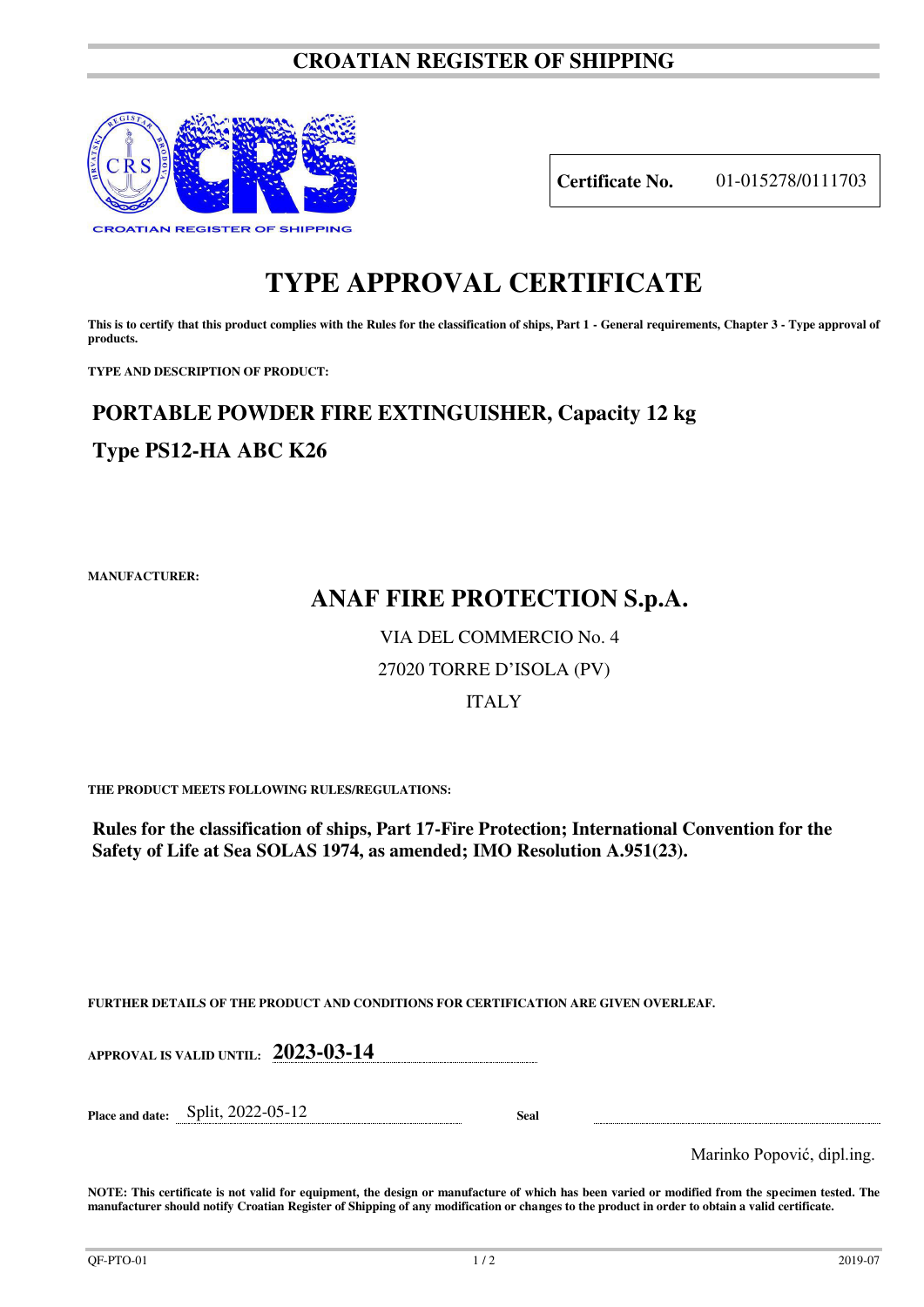# CROATIAN REGISTER OF SHIPPING

CROATIAN REGISTER OF SHIPPING

**Certificate No.** 01-015278/0111703

# TYPE APPROVAL CERTIFICATE

**This is to certify that this product complies with the Rules for the classification of ships, Part 1 - General requirements, Chapter 3 - Type approval of products.**

**TYPE AND DESCRIPTION OF PRODUCT:**

## PORTABLE POWDER FIRE EXTINGUISHER, Capacity 12 kg

## Type PS12-HA ABC K26

**MANUFACTURER:**

## ANAF FIRE PROTECTION S.p.A.

VIA DEL COMMERCIO No. 4

27020 TORRE D'ISOLA (PV)

ITALY

**THE PRODUCT MEETS FOLLOWING RULES/REGULATIONS:**

**Rules for the classification of ships, Part 17-Fire Protection; International Convention for the Safety of Life at Sea SOLAS 1974, as amended; IMO Resolution A.951(23).**

**FURTHER DETAILS OF THE PRODUCT AND CONDITIONS FOR CERTIFICATION ARE GIVEN OVERLEAF.**

**APPROVAL IS VALID UNTIL:** **2023-03-14**

**Place and date:** Split, 2022-05-12 **Seal**

Marinko Popović, dipl.ing.

**NOTE: This certificate is not valid for equipment, the design or manufacture of which has been varied or modified from the specimen tested. The manufacturer should notify Croatian Register of Shipping of any modification or changes to the product in order to obtain a valid certificate.**

QF-PTO-01 2019-07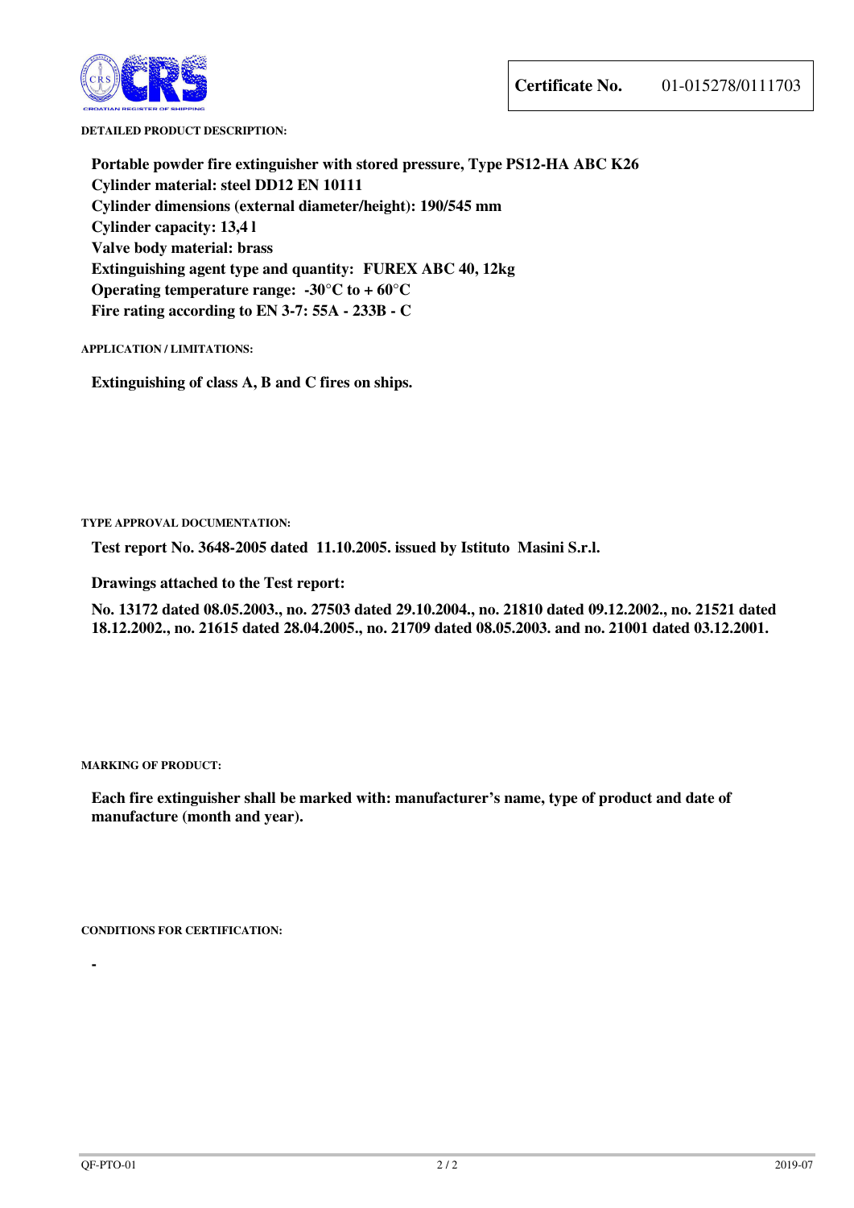**Certificate No.** 01-015278/0111703

**DETAILED PRODUCT DESCRIPTION:**

**Portable powder fire extinguisher with stored pressure, Type PS12-HA ABC K26**
**Cylinder material: steel DD12 EN 10111**
**Cylinder dimensions (external diameter/height): 190/545 mm**
**Cylinder capacity: 13,4 l**
**Valve body material: brass**
**Extinguishing agent type and quantity: FUREX ABC 40, 12kg**
**Operating temperature range: -30°C to + 60°C**
**Fire rating according to EN 3-7: 55A - 233B - C**

**APPLICATION / LIMITATIONS:**

**Extinguishing of class A, B and C fires on ships.**

**TYPE APPROVAL DOCUMENTATION:**

**Test report No. 3648-2005 dated 11.10.2005. issued by Istituto Masini S.r.l.**

**Drawings attached to the Test report:**

**No. 13172 dated 08.05.2003., no. 27503 dated 29.10.2004., no. 21810 dated 09.12.2002., no. 21521 dated 18.12.2002., no. 21615 dated 28.04.2005., no. 21709 dated 08.05.2003. and no. 21001 dated 03.12.2001.**

**MARKING OF PRODUCT:**

**Each fire extinguisher shall be marked with: manufacturer's name, type of product and date of manufacture (month and year).**

**CONDITIONS FOR CERTIFICATION:**

-

QF-PTO-01 2019-07